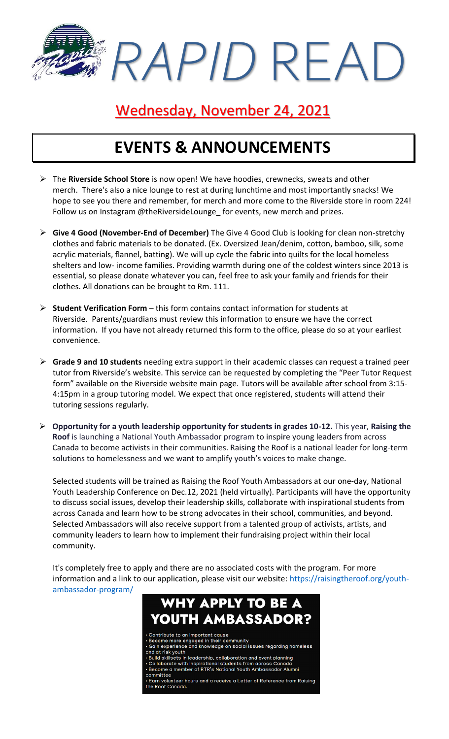# *RAPID* READ

## Wednesday, November 24, 2021

## EVENTS & ANNOUNCEMENTS

- The **Riverside School Store** is now open! We have hoodies, crewnecks, sweats and other merch. There's also a nice lounge to rest at during lunchtime and most importantly snacks! We hope to see you there and remember, for merch and more come to the Riverside store in room 224! Follow us on Instagram @theRiversideLounge_ for events, new merch and prizes.

- **Give 4 Good (November-End of December)** The Give 4 Good Club is looking for clean non-stretchy clothes and fabric materials to be donated. (Ex. Oversized Jean/denim, cotton, bamboo, silk, some acrylic materials, flannel, batting). We will up cycle the fabric into quilts for the local homeless shelters and low- income families. Providing warmth during one of the coldest winters since 2013 is essential, so please donate whatever you can, feel free to ask your family and friends for their clothes. All donations can be brought to Rm. 111.

- **Student Verification Form** – this form contains contact information for students at Riverside. Parents/guardians must review this information to ensure we have the correct information. If you have not already returned this form to the office, please do so at your earliest convenience.

- **Grade 9 and 10 students** needing extra support in their academic classes can request a trained peer tutor from Riverside's website. This service can be requested by completing the "Peer Tutor Request form" available on the Riverside website main page. Tutors will be available after school from 3:15-4:15pm in a group tutoring model. We expect that once registered, students will attend their tutoring sessions regularly.

- **Opportunity for a youth leadership opportunity for students in grades 10-12.** This year, **Raising the Roof** is launching a National Youth Ambassador program to inspire young leaders from across Canada to become activists in their communities. Raising the Roof is a national leader for long-term solutions to homelessness and we want to amplify youth's voices to make change.

  Selected students will be trained as Raising the Roof Youth Ambassadors at our one-day, National Youth Leadership Conference on Dec.12, 2021 (held virtually). Participants will have the opportunity to discuss social issues, develop their leadership skills, collaborate with inspirational students from across Canada and learn how to be strong advocates in their school, communities, and beyond. Selected Ambassadors will also receive support from a talented group of activists, artists, and community leaders to learn how to implement their fundraising project within their local community.

  It's completely free to apply and there are no associated costs with the program. For more information and a link to our application, please visit our website: https://raisingtheroof.org/youth-ambassador-program/

### WHY APPLY TO BE A YOUTH AMBASSADOR?

- Contribute to an important cause
- Become more engaged in their community
- Gain experience and knowledge on social issues regarding homeless and at risk youth
- Build skillsets in leadership, collaboration and event planning
- Collaborate with inspirational students from across Canada
- Become a member of RTR's National Youth Ambassador Alumni committee
- Earn volunteer hours and a receive a Letter of Reference from Raising the Roof Canada.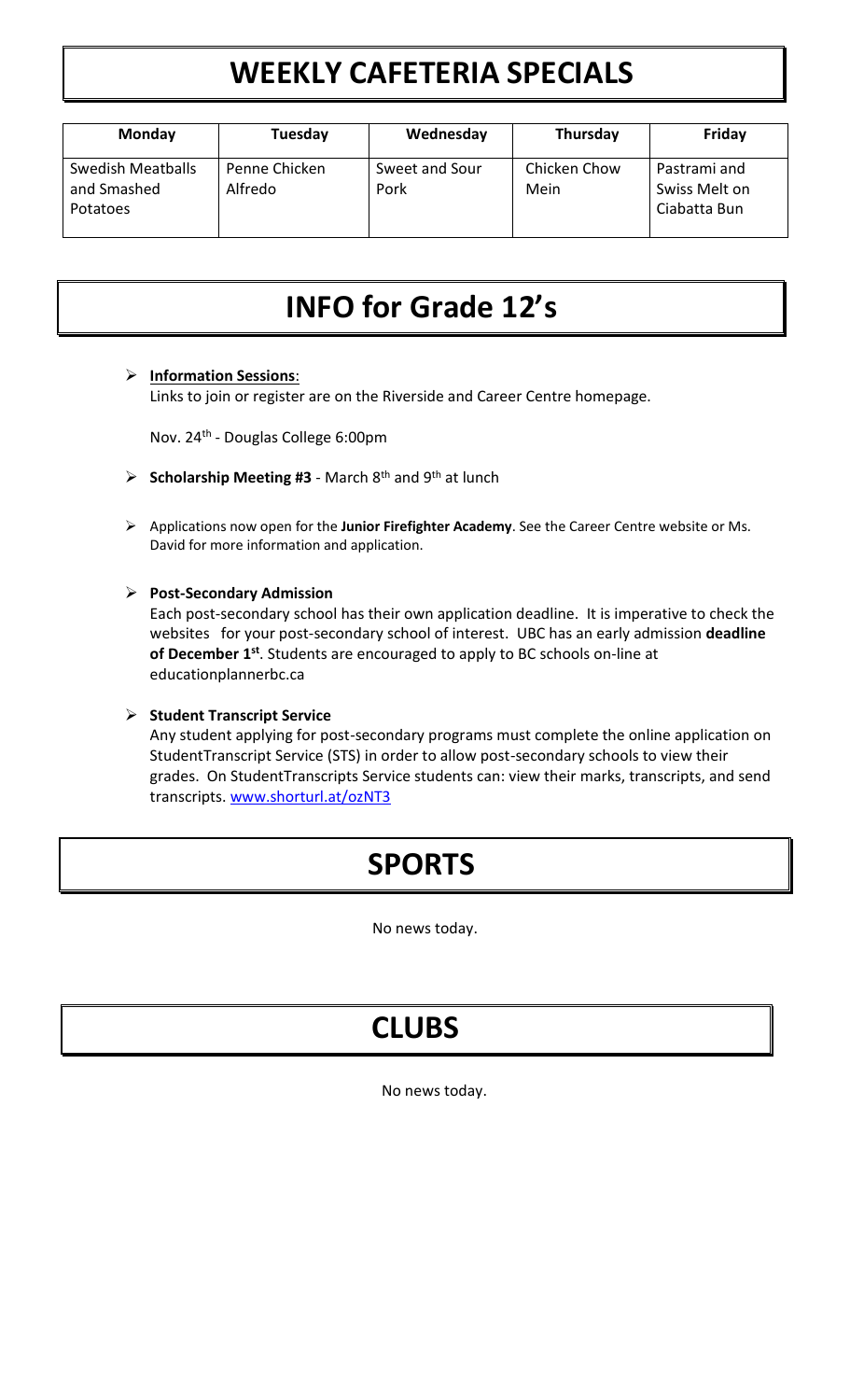# WEEKLY CAFETERIA SPECIALS

| Monday | Tuesday | Wednesday | Thursday | Friday |
|---|---|---|---|---|
| Swedish Meatballs and Smashed Potatoes | Penne Chicken Alfredo | Sweet and Sour Pork | Chicken Chow Mein | Pastrami and Swiss Melt on Ciabatta Bun |

# INFO for Grade 12's

- **Information Sessions**:
  Links to join or register are on the Riverside and Career Centre homepage.

  Nov. 24th - Douglas College 6:00pm

- **Scholarship Meeting #3** - March 8th and 9th at lunch

- Applications now open for the **Junior Firefighter Academy**. See the Career Centre website or Ms. David for more information and application.

- **Post-Secondary Admission**
  Each post-secondary school has their own application deadline. It is imperative to check the websites for your post-secondary school of interest. UBC has an early admission **deadline of December 1st**. Students are encouraged to apply to BC schools on-line at educationplannerbc.ca

- **Student Transcript Service**
  Any student applying for post-secondary programs must complete the online application on StudentTranscript Service (STS) in order to allow post-secondary schools to view their grades. On StudentTranscripts Service students can: view their marks, transcripts, and send transcripts. www.shorturl.at/ozNT3

# SPORTS

No news today.

# CLUBS

No news today.